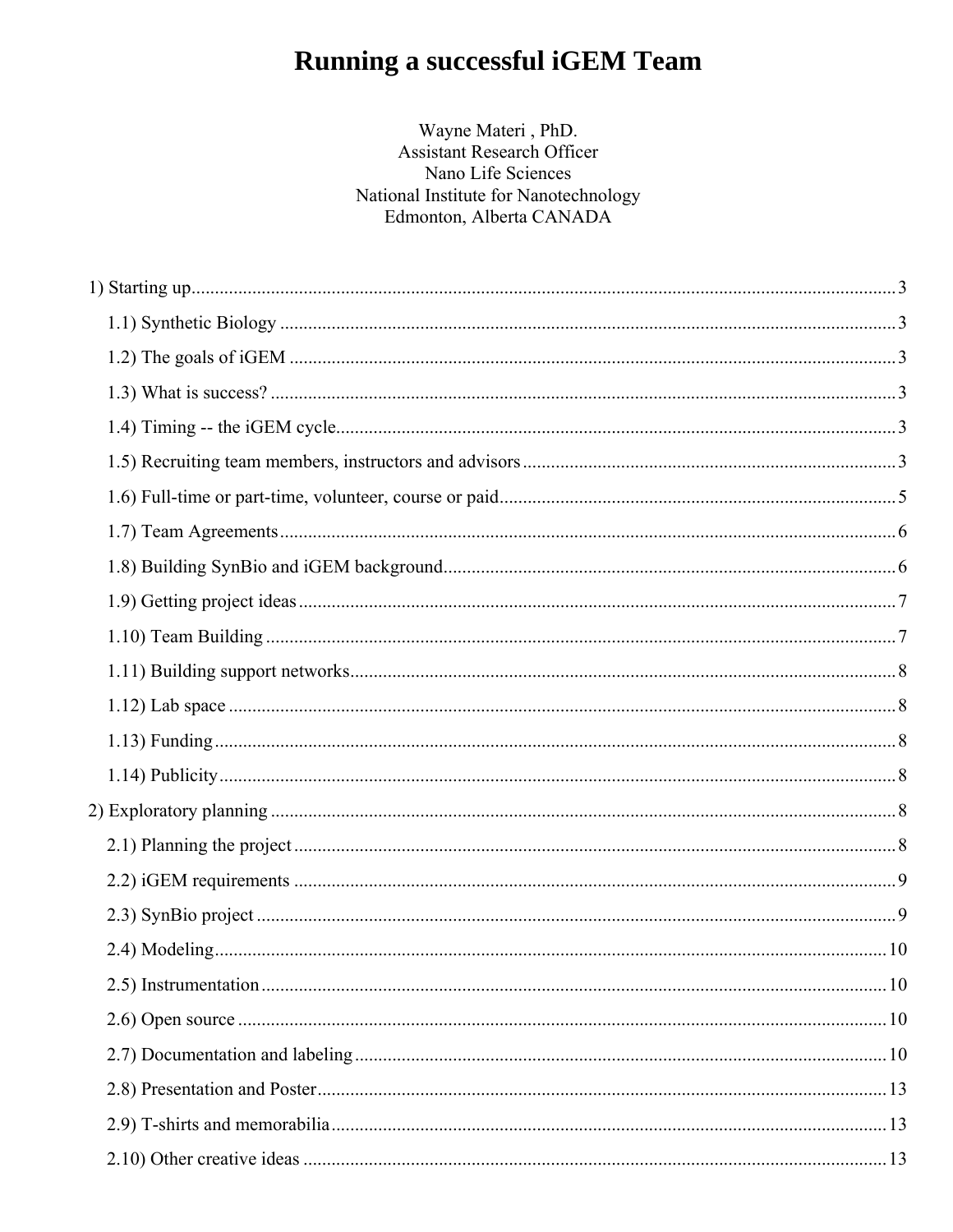# Running a successful iGEM Team

Wayne Materi , PhD.
Assistant Research Officer
Nano Life Sciences
National Institute for Nanotechnology
Edmonton, Alberta CANADA

- 1) Starting up .................................................................................................... 3
  - 1.1) Synthetic Biology ..................................................................................... 3
  - 1.2) The goals of iGEM .................................................................................... 3
  - 1.3) What is success? ...................................................................................... 3
  - 1.4) Timing -- the iGEM cycle .......................................................................... 3
  - 1.5) Recruiting team members, instructors and advisors ..................................... 3
  - 1.6) Full-time or part-time, volunteer, course or paid .......................................... 5
  - 1.7) Team Agreements ..................................................................................... 6
  - 1.8) Building SynBio and iGEM background ....................................................... 6
  - 1.9) Getting project ideas ................................................................................. 7
  - 1.10) Team Building ......................................................................................... 7
  - 1.11) Building support networks ........................................................................ 8
  - 1.12) Lab space ............................................................................................... 8
  - 1.13) Funding .................................................................................................. 8
  - 1.14) Publicity ................................................................................................. 8
- 2) Exploratory planning ........................................................................................ 8
  - 2.1) Planning the project .................................................................................. 8
  - 2.2) iGEM requirements ................................................................................... 9
  - 2.3) SynBio project .......................................................................................... 9
  - 2.4) Modeling ................................................................................................. 10
  - 2.5) Instrumentation ........................................................................................ 10
  - 2.6) Open source ............................................................................................ 10
  - 2.7) Documentation and labeling ...................................................................... 10
  - 2.8) Presentation and Poster ............................................................................ 13
  - 2.9) T-shirts and memorabilia ........................................................................... 13
  - 2.10) Other creative ideas ................................................................................ 13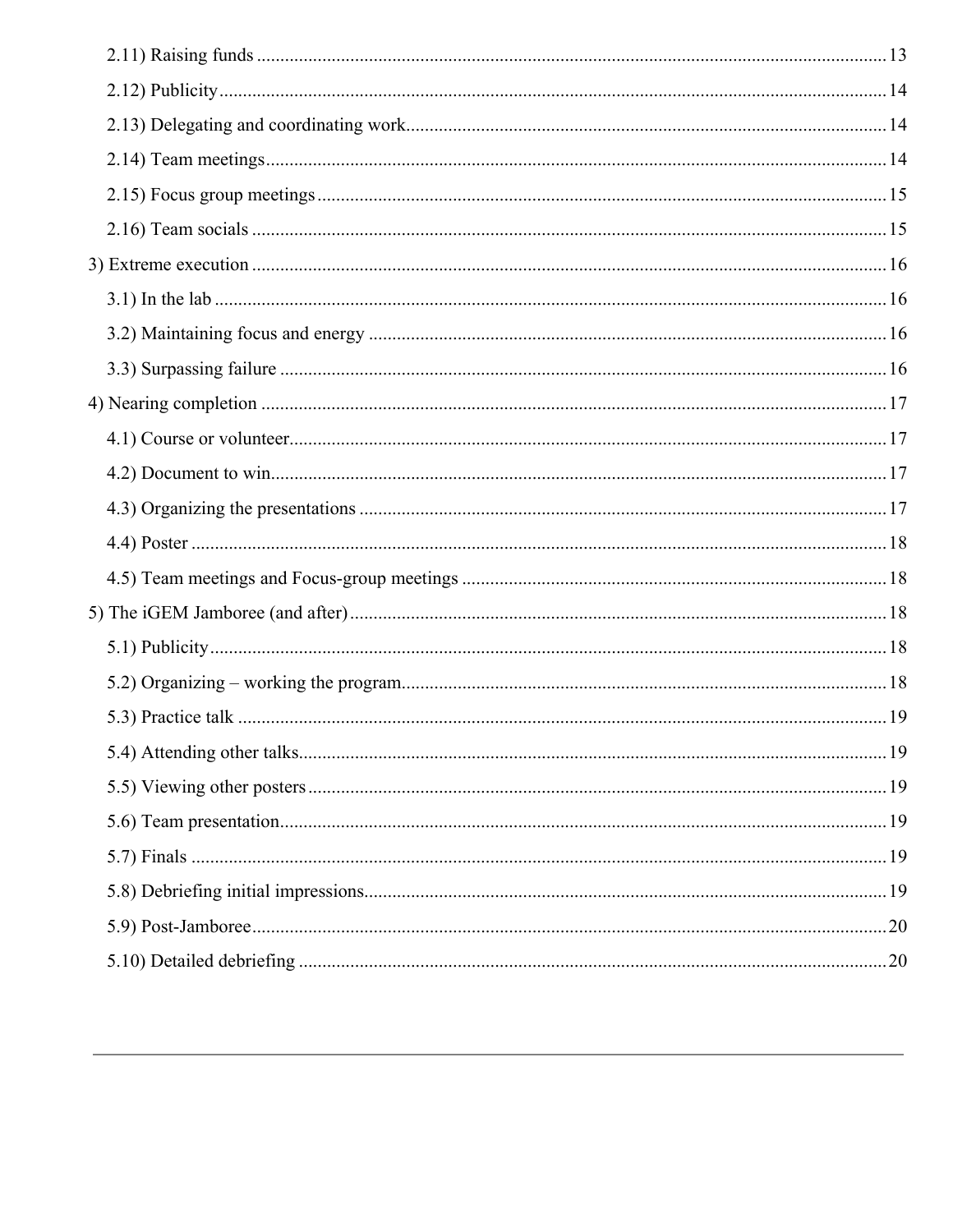2.11) Raising funds ..... 13

2.12) Publicity ..... 14

2.13) Delegating and coordinating work ..... 14

2.14) Team meetings ..... 14

2.15) Focus group meetings ..... 15

2.16) Team socials ..... 15

3) Extreme execution ..... 16

3.1) In the lab ..... 16

3.2) Maintaining focus and energy ..... 16

3.3) Surpassing failure ..... 16

4) Nearing completion ..... 17

4.1) Course or volunteer ..... 17

4.2) Document to win ..... 17

4.3) Organizing the presentations ..... 17

4.4) Poster ..... 18

4.5) Team meetings and Focus-group meetings ..... 18

5) The iGEM Jamboree (and after) ..... 18

5.1) Publicity ..... 18

5.2) Organizing – working the program ..... 18

5.3) Practice talk ..... 19

5.4) Attending other talks ..... 19

5.5) Viewing other posters ..... 19

5.6) Team presentation ..... 19

5.7) Finals ..... 19

5.8) Debriefing initial impressions ..... 19

5.9) Post-Jamboree ..... 20

5.10) Detailed debriefing ..... 20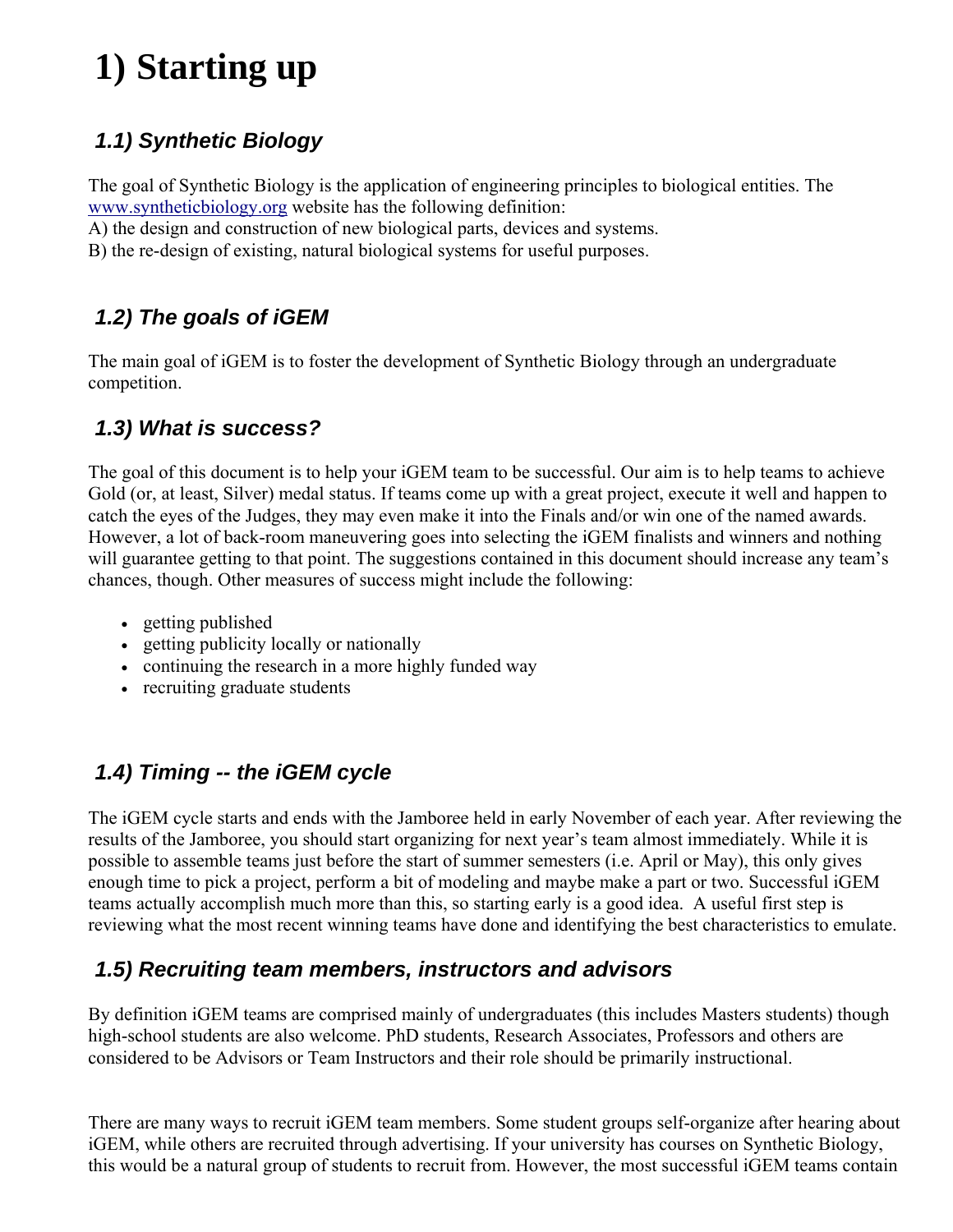# 1) Starting up

### *1.1) Synthetic Biology*

The goal of Synthetic Biology is the application of engineering principles to biological entities. The [www.syntheticbiology.org](http://www.syntheticbiology.org) website has the following definition:
A) the design and construction of new biological parts, devices and systems.
B) the re-design of existing, natural biological systems for useful purposes.

### *1.2) The goals of iGEM*

The main goal of iGEM is to foster the development of Synthetic Biology through an undergraduate competition.

### *1.3) What is success?*

The goal of this document is to help your iGEM team to be successful. Our aim is to help teams to achieve Gold (or, at least, Silver) medal status. If teams come up with a great project, execute it well and happen to catch the eyes of the Judges, they may even make it into the Finals and/or win one of the named awards. However, a lot of back-room maneuvering goes into selecting the iGEM finalists and winners and nothing will guarantee getting to that point. The suggestions contained in this document should increase any team's chances, though. Other measures of success might include the following:

- getting published
- getting publicity locally or nationally
- continuing the research in a more highly funded way
- recruiting graduate students

### *1.4) Timing -- the iGEM cycle*

The iGEM cycle starts and ends with the Jamboree held in early November of each year. After reviewing the results of the Jamboree, you should start organizing for next year's team almost immediately. While it is possible to assemble teams just before the start of summer semesters (i.e. April or May), this only gives enough time to pick a project, perform a bit of modeling and maybe make a part or two. Successful iGEM teams actually accomplish much more than this, so starting early is a good idea. A useful first step is reviewing what the most recent winning teams have done and identifying the best characteristics to emulate.

### *1.5) Recruiting team members, instructors and advisors*

By definition iGEM teams are comprised mainly of undergraduates (this includes Masters students) though high-school students are also welcome. PhD students, Research Associates, Professors and others are considered to be Advisors or Team Instructors and their role should be primarily instructional.

There are many ways to recruit iGEM team members. Some student groups self-organize after hearing about iGEM, while others are recruited through advertising. If your university has courses on Synthetic Biology, this would be a natural group of students to recruit from. However, the most successful iGEM teams contain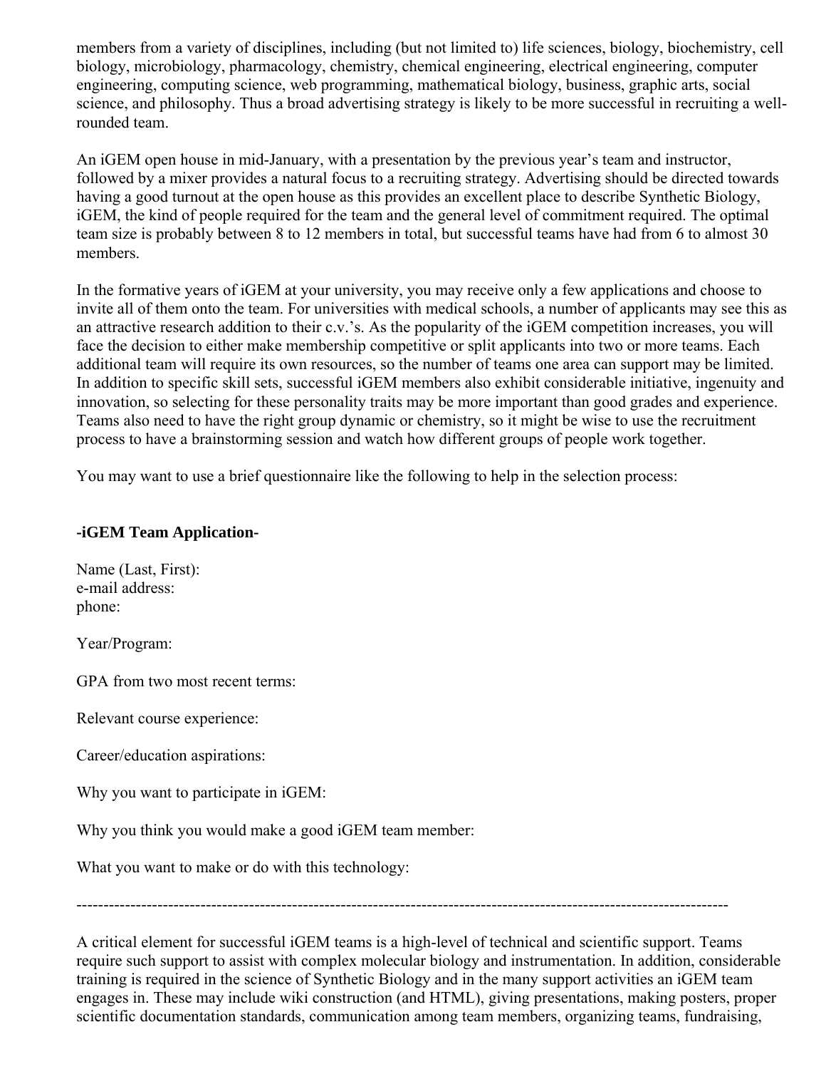members from a variety of disciplines, including (but not limited to) life sciences, biology, biochemistry, cell biology, microbiology, pharmacology, chemistry, chemical engineering, electrical engineering, computer engineering, computing science, web programming, mathematical biology, business, graphic arts, social science, and philosophy. Thus a broad advertising strategy is likely to be more successful in recruiting a well-rounded team.

An iGEM open house in mid-January, with a presentation by the previous year's team and instructor, followed by a mixer provides a natural focus to a recruiting strategy. Advertising should be directed towards having a good turnout at the open house as this provides an excellent place to describe Synthetic Biology, iGEM, the kind of people required for the team and the general level of commitment required. The optimal team size is probably between 8 to 12 members in total, but successful teams have had from 6 to almost 30 members.

In the formative years of iGEM at your university, you may receive only a few applications and choose to invite all of them onto the team. For universities with medical schools, a number of applicants may see this as an attractive research addition to their c.v.'s. As the popularity of the iGEM competition increases, you will face the decision to either make membership competitive or split applicants into two or more teams. Each additional team will require its own resources, so the number of teams one area can support may be limited. In addition to specific skill sets, successful iGEM members also exhibit considerable initiative, ingenuity and innovation, so selecting for these personality traits may be more important than good grades and experience. Teams also need to have the right group dynamic or chemistry, so it might be wise to use the recruitment process to have a brainstorming session and watch how different groups of people work together.

You may want to use a brief questionnaire like the following to help in the selection process:

**-iGEM Team Application-**

Name (Last, First):
e-mail address:
phone:

Year/Program:

GPA from two most recent terms:

Relevant course experience:

Career/education aspirations:

Why you want to participate in iGEM:

Why you think you would make a good iGEM team member:

What you want to make or do with this technology:

---

A critical element for successful iGEM teams is a high-level of technical and scientific support. Teams require such support to assist with complex molecular biology and instrumentation. In addition, considerable training is required in the science of Synthetic Biology and in the many support activities an iGEM team engages in. These may include wiki construction (and HTML), giving presentations, making posters, proper scientific documentation standards, communication among team members, organizing teams, fundraising,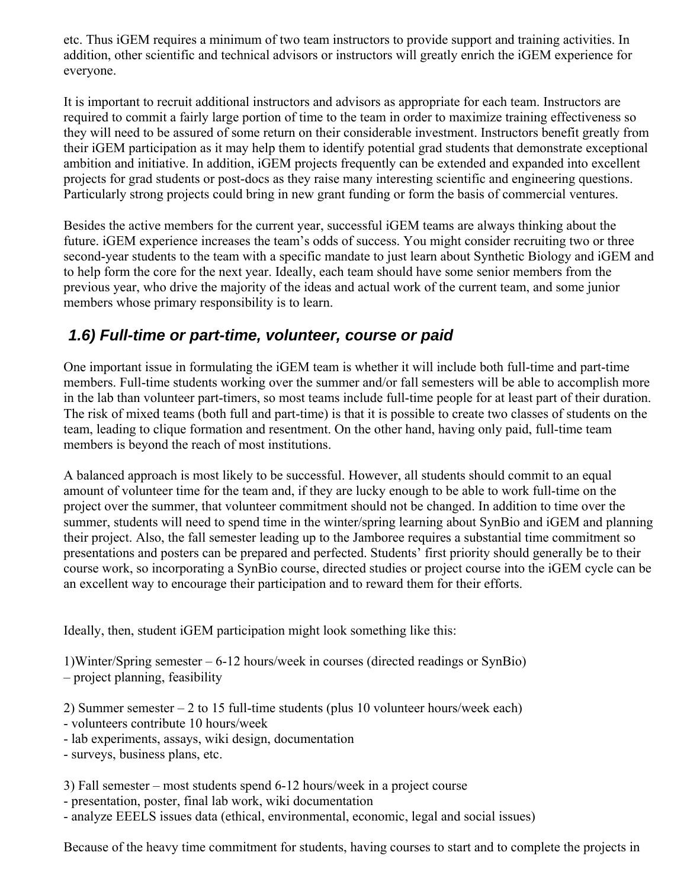etc. Thus iGEM requires a minimum of two team instructors to provide support and training activities. In addition, other scientific and technical advisors or instructors will greatly enrich the iGEM experience for everyone.

It is important to recruit additional instructors and advisors as appropriate for each team. Instructors are required to commit a fairly large portion of time to the team in order to maximize training effectiveness so they will need to be assured of some return on their considerable investment. Instructors benefit greatly from their iGEM participation as it may help them to identify potential grad students that demonstrate exceptional ambition and initiative. In addition, iGEM projects frequently can be extended and expanded into excellent projects for grad students or post-docs as they raise many interesting scientific and engineering questions. Particularly strong projects could bring in new grant funding or form the basis of commercial ventures.

Besides the active members for the current year, successful iGEM teams are always thinking about the future. iGEM experience increases the team's odds of success. You might consider recruiting two or three second-year students to the team with a specific mandate to just learn about Synthetic Biology and iGEM and to help form the core for the next year. Ideally, each team should have some senior members from the previous year, who drive the majority of the ideas and actual work of the current team, and some junior members whose primary responsibility is to learn.

### *1.6) Full-time or part-time, volunteer, course or paid*

One important issue in formulating the iGEM team is whether it will include both full-time and part-time members. Full-time students working over the summer and/or fall semesters will be able to accomplish more in the lab than volunteer part-timers, so most teams include full-time people for at least part of their duration. The risk of mixed teams (both full and part-time) is that it is possible to create two classes of students on the team, leading to clique formation and resentment. On the other hand, having only paid, full-time team members is beyond the reach of most institutions.

A balanced approach is most likely to be successful. However, all students should commit to an equal amount of volunteer time for the team and, if they are lucky enough to be able to work full-time on the project over the summer, that volunteer commitment should not be changed. In addition to time over the summer, students will need to spend time in the winter/spring learning about SynBio and iGEM and planning their project. Also, the fall semester leading up to the Jamboree requires a substantial time commitment so presentations and posters can be prepared and perfected. Students' first priority should generally be to their course work, so incorporating a SynBio course, directed studies or project course into the iGEM cycle can be an excellent way to encourage their participation and to reward them for their efforts.

Ideally, then, student iGEM participation might look something like this:

1)Winter/Spring semester – 6-12 hours/week in courses (directed readings or SynBio)
– project planning, feasibility

2) Summer semester – 2 to 15 full-time students (plus 10 volunteer hours/week each)
- volunteers contribute 10 hours/week
- lab experiments, assays, wiki design, documentation
- surveys, business plans, etc.

3) Fall semester – most students spend 6-12 hours/week in a project course
- presentation, poster, final lab work, wiki documentation
- analyze EEELS issues data (ethical, environmental, economic, legal and social issues)

Because of the heavy time commitment for students, having courses to start and to complete the projects in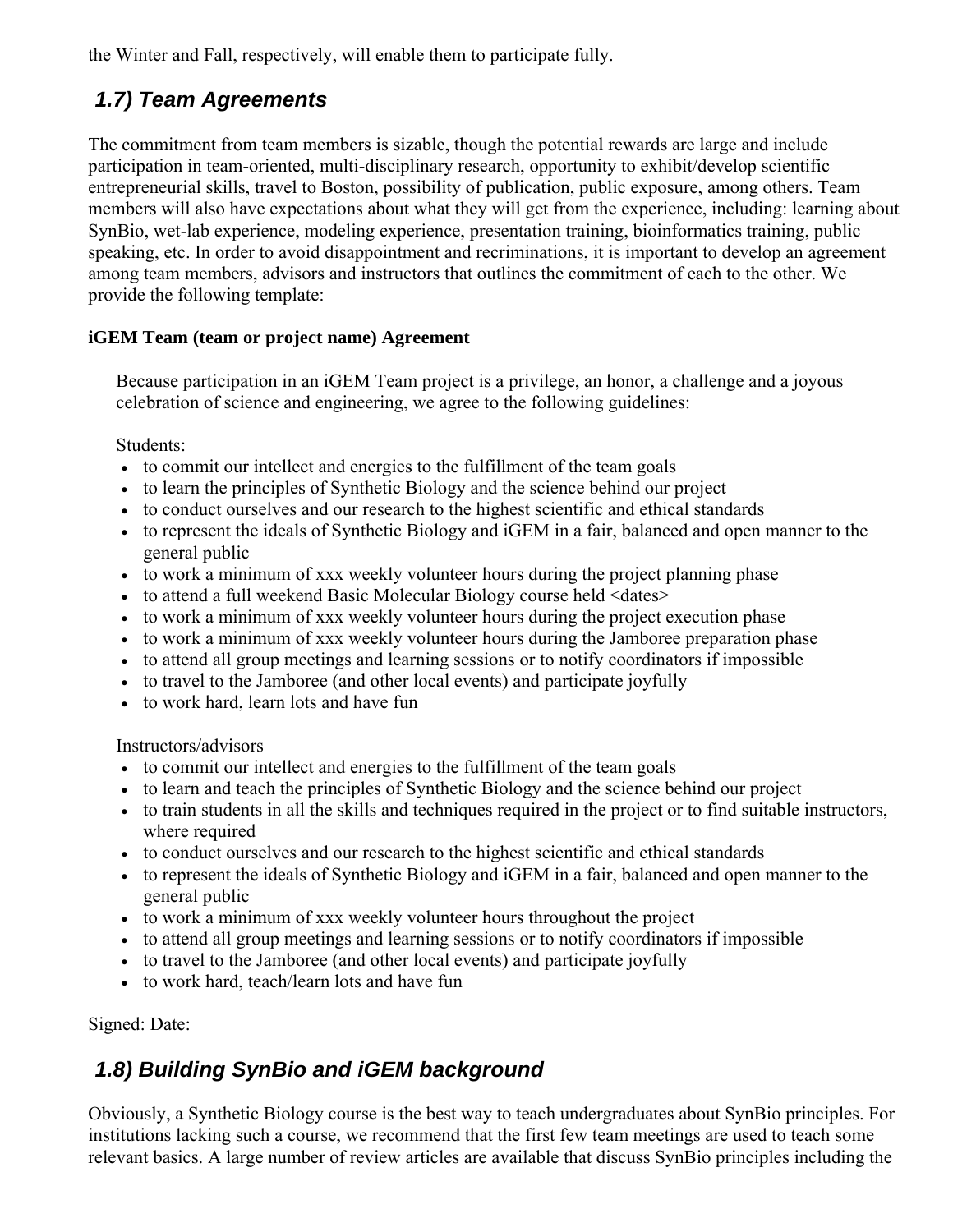the Winter and Fall, respectively, will enable them to participate fully.

### *1.7) Team Agreements*

The commitment from team members is sizable, though the potential rewards are large and include participation in team-oriented, multi-disciplinary research, opportunity to exhibit/develop scientific entrepreneurial skills, travel to Boston, possibility of publication, public exposure, among others. Team members will also have expectations about what they will get from the experience, including: learning about SynBio, wet-lab experience, modeling experience, presentation training, bioinformatics training, public speaking, etc. In order to avoid disappointment and recriminations, it is important to develop an agreement among team members, advisors and instructors that outlines the commitment of each to the other. We provide the following template:

**iGEM Team (team or project name) Agreement**

> Because participation in an iGEM Team project is a privilege, an honor, a challenge and a joyous celebration of science and engineering, we agree to the following guidelines:
>
> Students:
> - to commit our intellect and energies to the fulfillment of the team goals
> - to learn the principles of Synthetic Biology and the science behind our project
> - to conduct ourselves and our research to the highest scientific and ethical standards
> - to represent the ideals of Synthetic Biology and iGEM in a fair, balanced and open manner to the general public
> - to work a minimum of xxx weekly volunteer hours during the project planning phase
> - to attend a full weekend Basic Molecular Biology course held <dates>
> - to work a minimum of xxx weekly volunteer hours during the project execution phase
> - to work a minimum of xxx weekly volunteer hours during the Jamboree preparation phase
> - to attend all group meetings and learning sessions or to notify coordinators if impossible
> - to travel to the Jamboree (and other local events) and participate joyfully
> - to work hard, learn lots and have fun
>
> Instructors/advisors
> - to commit our intellect and energies to the fulfillment of the team goals
> - to learn and teach the principles of Synthetic Biology and the science behind our project
> - to train students in all the skills and techniques required in the project or to find suitable instructors, where required
> - to conduct ourselves and our research to the highest scientific and ethical standards
> - to represent the ideals of Synthetic Biology and iGEM in a fair, balanced and open manner to the general public
> - to work a minimum of xxx weekly volunteer hours throughout the project
> - to attend all group meetings and learning sessions or to notify coordinators if impossible
> - to travel to the Jamboree (and other local events) and participate joyfully
> - to work hard, teach/learn lots and have fun

Signed: Date:

### *1.8) Building SynBio and iGEM background*

Obviously, a Synthetic Biology course is the best way to teach undergraduates about SynBio principles. For institutions lacking such a course, we recommend that the first few team meetings are used to teach some relevant basics. A large number of review articles are available that discuss SynBio principles including the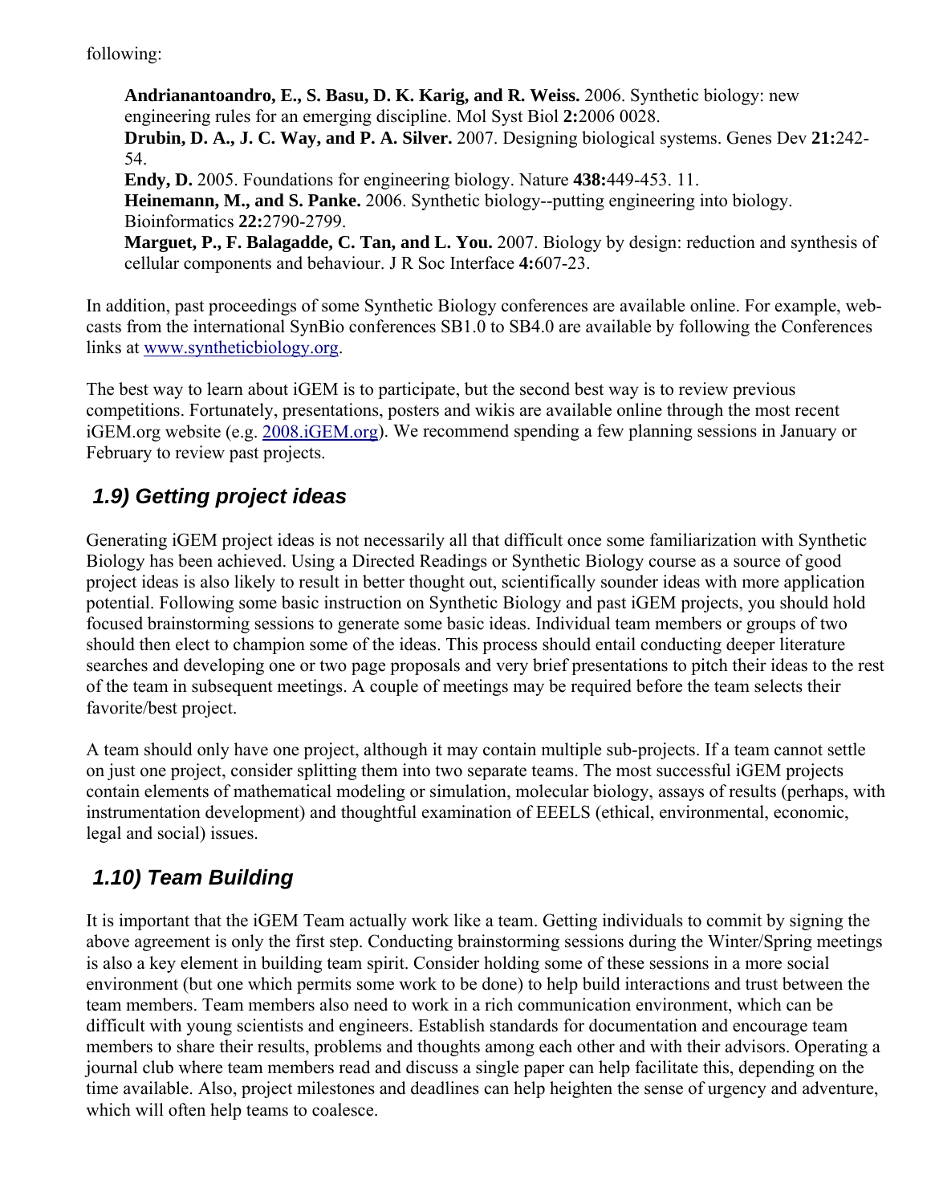following:

> **Andrianantoandro, E., S. Basu, D. K. Karig, and R. Weiss.** 2006. Synthetic biology: new engineering rules for an emerging discipline. Mol Syst Biol **2:**2006 0028.
> **Drubin, D. A., J. C. Way, and P. A. Silver.** 2007. Designing biological systems. Genes Dev **21:**242-54.
> **Endy, D.** 2005. Foundations for engineering biology. Nature **438:**449-453. 11.
> **Heinemann, M., and S. Panke.** 2006. Synthetic biology--putting engineering into biology. Bioinformatics **22:**2790-2799.
> **Marguet, P., F. Balagadde, C. Tan, and L. You.** 2007. Biology by design: reduction and synthesis of cellular components and behaviour. J R Soc Interface **4:**607-23.

In addition, past proceedings of some Synthetic Biology conferences are available online. For example, web-casts from the international SynBio conferences SB1.0 to SB4.0 are available by following the Conferences links at [www.syntheticbiology.org](http://www.syntheticbiology.org).

The best way to learn about iGEM is to participate, but the second best way is to review previous competitions. Fortunately, presentations, posters and wikis are available online through the most recent iGEM.org website (e.g. [2008.iGEM.org](http://2008.iGEM.org)). We recommend spending a few planning sessions in January or February to review past projects.

### *1.9) Getting project ideas*

Generating iGEM project ideas is not necessarily all that difficult once some familiarization with Synthetic Biology has been achieved. Using a Directed Readings or Synthetic Biology course as a source of good project ideas is also likely to result in better thought out, scientifically sounder ideas with more application potential. Following some basic instruction on Synthetic Biology and past iGEM projects, you should hold focused brainstorming sessions to generate some basic ideas. Individual team members or groups of two should then elect to champion some of the ideas. This process should entail conducting deeper literature searches and developing one or two page proposals and very brief presentations to pitch their ideas to the rest of the team in subsequent meetings. A couple of meetings may be required before the team selects their favorite/best project.

A team should only have one project, although it may contain multiple sub-projects. If a team cannot settle on just one project, consider splitting them into two separate teams. The most successful iGEM projects contain elements of mathematical modeling or simulation, molecular biology, assays of results (perhaps, with instrumentation development) and thoughtful examination of EEELS (ethical, environmental, economic, legal and social) issues.

### *1.10) Team Building*

It is important that the iGEM Team actually work like a team. Getting individuals to commit by signing the above agreement is only the first step. Conducting brainstorming sessions during the Winter/Spring meetings is also a key element in building team spirit. Consider holding some of these sessions in a more social environment (but one which permits some work to be done) to help build interactions and trust between the team members. Team members also need to work in a rich communication environment, which can be difficult with young scientists and engineers. Establish standards for documentation and encourage team members to share their results, problems and thoughts among each other and with their advisors. Operating a journal club where team members read and discuss a single paper can help facilitate this, depending on the time available. Also, project milestones and deadlines can help heighten the sense of urgency and adventure, which will often help teams to coalesce.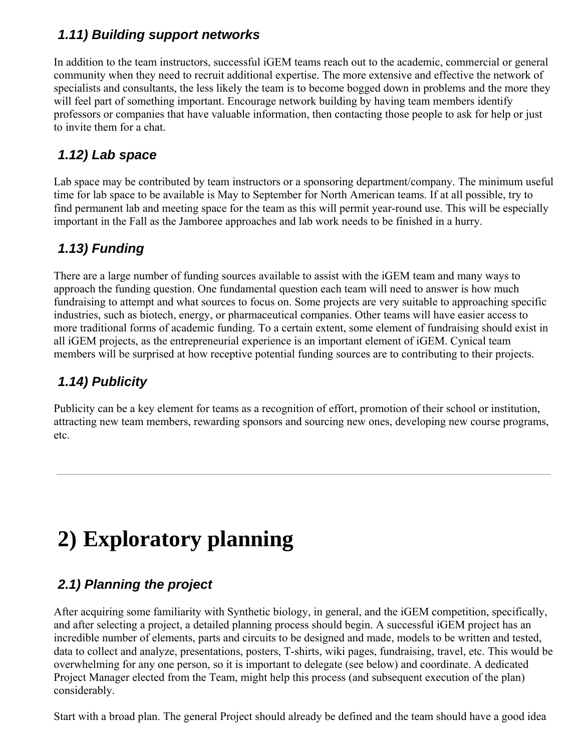### 1.11) Building support networks

In addition to the team instructors, successful iGEM teams reach out to the academic, commercial or general community when they need to recruit additional expertise. The more extensive and effective the network of specialists and consultants, the less likely the team is to become bogged down in problems and the more they will feel part of something important. Encourage network building by having team members identify professors or companies that have valuable information, then contacting those people to ask for help or just to invite them for a chat.

### 1.12) Lab space

Lab space may be contributed by team instructors or a sponsoring department/company. The minimum useful time for lab space to be available is May to September for North American teams. If at all possible, try to find permanent lab and meeting space for the team as this will permit year-round use. This will be especially important in the Fall as the Jamboree approaches and lab work needs to be finished in a hurry.

### 1.13) Funding

There are a large number of funding sources available to assist with the iGEM team and many ways to approach the funding question. One fundamental question each team will need to answer is how much fundraising to attempt and what sources to focus on. Some projects are very suitable to approaching specific industries, such as biotech, energy, or pharmaceutical companies. Other teams will have easier access to more traditional forms of academic funding. To a certain extent, some element of fundraising should exist in all iGEM projects, as the entrepreneurial experience is an important element of iGEM. Cynical team members will be surprised at how receptive potential funding sources are to contributing to their projects.

### 1.14) Publicity

Publicity can be a key element for teams as a recognition of effort, promotion of their school or institution, attracting new team members, rewarding sponsors and sourcing new ones, developing new course programs, etc.

---

# 2) Exploratory planning

### 2.1) Planning the project

After acquiring some familiarity with Synthetic biology, in general, and the iGEM competition, specifically, and after selecting a project, a detailed planning process should begin. A successful iGEM project has an incredible number of elements, parts and circuits to be designed and made, models to be written and tested, data to collect and analyze, presentations, posters, T-shirts, wiki pages, fundraising, travel, etc. This would be overwhelming for any one person, so it is important to delegate (see below) and coordinate. A dedicated Project Manager elected from the Team, might help this process (and subsequent execution of the plan) considerably.

Start with a broad plan. The general Project should already be defined and the team should have a good idea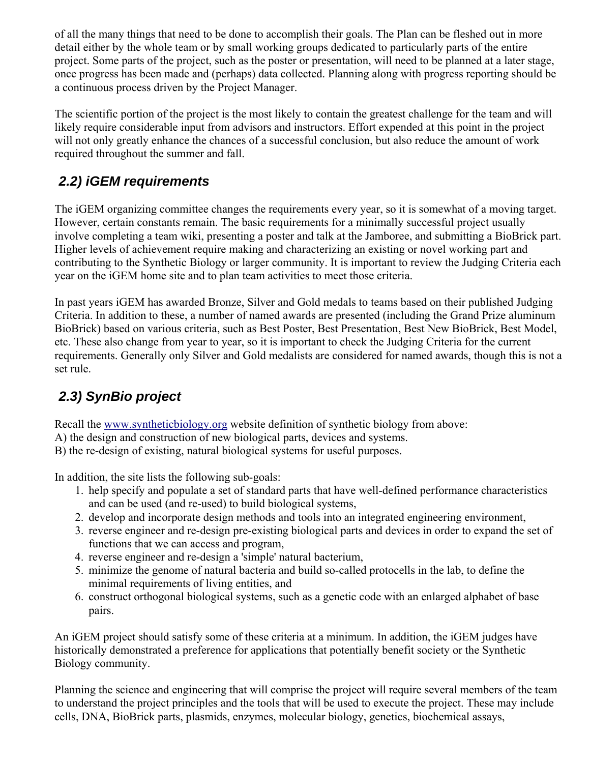of all the many things that need to be done to accomplish their goals. The Plan can be fleshed out in more detail either by the whole team or by small working groups dedicated to particularly parts of the entire project. Some parts of the project, such as the poster or presentation, will need to be planned at a later stage, once progress has been made and (perhaps) data collected. Planning along with progress reporting should be a continuous process driven by the Project Manager.

The scientific portion of the project is the most likely to contain the greatest challenge for the team and will likely require considerable input from advisors and instructors. Effort expended at this point in the project will not only greatly enhance the chances of a successful conclusion, but also reduce the amount of work required throughout the summer and fall.

## 2.2) iGEM requirements

The iGEM organizing committee changes the requirements every year, so it is somewhat of a moving target. However, certain constants remain. The basic requirements for a minimally successful project usually involve completing a team wiki, presenting a poster and talk at the Jamboree, and submitting a BioBrick part. Higher levels of achievement require making and characterizing an existing or novel working part and contributing to the Synthetic Biology or larger community. It is important to review the Judging Criteria each year on the iGEM home site and to plan team activities to meet those criteria.

In past years iGEM has awarded Bronze, Silver and Gold medals to teams based on their published Judging Criteria. In addition to these, a number of named awards are presented (including the Grand Prize aluminum BioBrick) based on various criteria, such as Best Poster, Best Presentation, Best New BioBrick, Best Model, etc. These also change from year to year, so it is important to check the Judging Criteria for the current requirements. Generally only Silver and Gold medalists are considered for named awards, though this is not a set rule.

## 2.3) SynBio project

Recall the www.syntheticbiology.org website definition of synthetic biology from above:
A) the design and construction of new biological parts, devices and systems.
B) the re-design of existing, natural biological systems for useful purposes.

In addition, the site lists the following sub-goals:

1. help specify and populate a set of standard parts that have well-defined performance characteristics and can be used (and re-used) to build biological systems,
2. develop and incorporate design methods and tools into an integrated engineering environment,
3. reverse engineer and re-design pre-existing biological parts and devices in order to expand the set of functions that we can access and program,
4. reverse engineer and re-design a 'simple' natural bacterium,
5. minimize the genome of natural bacteria and build so-called protocells in the lab, to define the minimal requirements of living entities, and
6. construct orthogonal biological systems, such as a genetic code with an enlarged alphabet of base pairs.

An iGEM project should satisfy some of these criteria at a minimum. In addition, the iGEM judges have historically demonstrated a preference for applications that potentially benefit society or the Synthetic Biology community.

Planning the science and engineering that will comprise the project will require several members of the team to understand the project principles and the tools that will be used to execute the project. These may include cells, DNA, BioBrick parts, plasmids, enzymes, molecular biology, genetics, biochemical assays,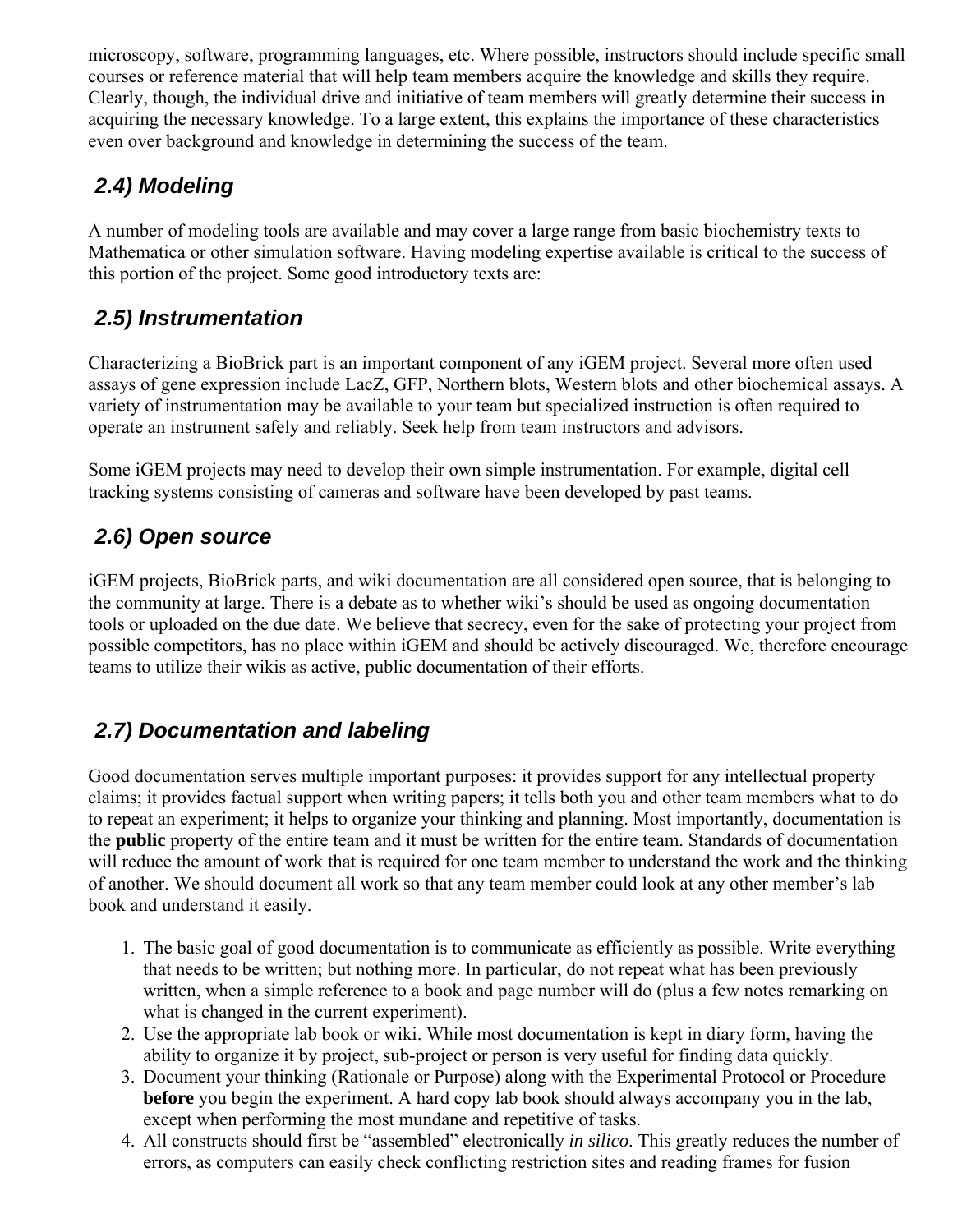microscopy, software, programming languages, etc. Where possible, instructors should include specific small courses or reference material that will help team members acquire the knowledge and skills they require. Clearly, though, the individual drive and initiative of team members will greatly determine their success in acquiring the necessary knowledge. To a large extent, this explains the importance of these characteristics even over background and knowledge in determining the success of the team.

### *2.4) Modeling*

A number of modeling tools are available and may cover a large range from basic biochemistry texts to Mathematica or other simulation software. Having modeling expertise available is critical to the success of this portion of the project. Some good introductory texts are:

### *2.5) Instrumentation*

Characterizing a BioBrick part is an important component of any iGEM project. Several more often used assays of gene expression include LacZ, GFP, Northern blots, Western blots and other biochemical assays. A variety of instrumentation may be available to your team but specialized instruction is often required to operate an instrument safely and reliably. Seek help from team instructors and advisors.

Some iGEM projects may need to develop their own simple instrumentation. For example, digital cell tracking systems consisting of cameras and software have been developed by past teams.

### *2.6) Open source*

iGEM projects, BioBrick parts, and wiki documentation are all considered open source, that is belonging to the community at large. There is a debate as to whether wiki's should be used as ongoing documentation tools or uploaded on the due date. We believe that secrecy, even for the sake of protecting your project from possible competitors, has no place within iGEM and should be actively discouraged. We, therefore encourage teams to utilize their wikis as active, public documentation of their efforts.

### *2.7) Documentation and labeling*

Good documentation serves multiple important purposes: it provides support for any intellectual property claims; it provides factual support when writing papers; it tells both you and other team members what to do to repeat an experiment; it helps to organize your thinking and planning. Most importantly, documentation is the **public** property of the entire team and it must be written for the entire team. Standards of documentation will reduce the amount of work that is required for one team member to understand the work and the thinking of another. We should document all work so that any team member could look at any other member's lab book and understand it easily.

1. The basic goal of good documentation is to communicate as efficiently as possible. Write everything that needs to be written; but nothing more. In particular, do not repeat what has been previously written, when a simple reference to a book and page number will do (plus a few notes remarking on what is changed in the current experiment).
2. Use the appropriate lab book or wiki. While most documentation is kept in diary form, having the ability to organize it by project, sub-project or person is very useful for finding data quickly.
3. Document your thinking (Rationale or Purpose) along with the Experimental Protocol or Procedure **before** you begin the experiment. A hard copy lab book should always accompany you in the lab, except when performing the most mundane and repetitive of tasks.
4. All constructs should first be "assembled" electronically *in silico*. This greatly reduces the number of errors, as computers can easily check conflicting restriction sites and reading frames for fusion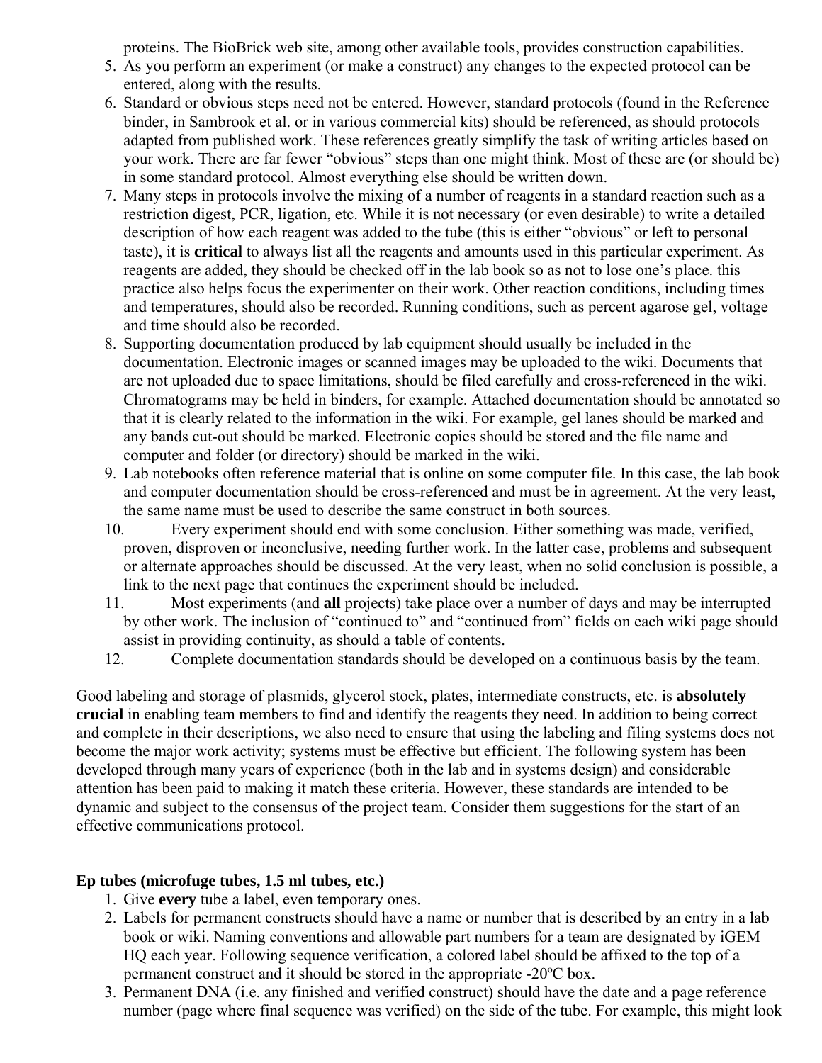proteins. The BioBrick web site, among other available tools, provides construction capabilities.

5. As you perform an experiment (or make a construct) any changes to the expected protocol can be entered, along with the results.
6. Standard or obvious steps need not be entered. However, standard protocols (found in the Reference binder, in Sambrook et al. or in various commercial kits) should be referenced, as should protocols adapted from published work. These references greatly simplify the task of writing articles based on your work. There are far fewer "obvious" steps than one might think. Most of these are (or should be) in some standard protocol. Almost everything else should be written down.
7. Many steps in protocols involve the mixing of a number of reagents in a standard reaction such as a restriction digest, PCR, ligation, etc. While it is not necessary (or even desirable) to write a detailed description of how each reagent was added to the tube (this is either "obvious" or left to personal taste), it is **critical** to always list all the reagents and amounts used in this particular experiment. As reagents are added, they should be checked off in the lab book so as not to lose one's place. this practice also helps focus the experimenter on their work. Other reaction conditions, including times and temperatures, should also be recorded. Running conditions, such as percent agarose gel, voltage and time should also be recorded.
8. Supporting documentation produced by lab equipment should usually be included in the documentation. Electronic images or scanned images may be uploaded to the wiki. Documents that are not uploaded due to space limitations, should be filed carefully and cross-referenced in the wiki. Chromatograms may be held in binders, for example. Attached documentation should be annotated so that it is clearly related to the information in the wiki. For example, gel lanes should be marked and any bands cut-out should be marked. Electronic copies should be stored and the file name and computer and folder (or directory) should be marked in the wiki.
9. Lab notebooks often reference material that is online on some computer file. In this case, the lab book and computer documentation should be cross-referenced and must be in agreement. At the very least, the same name must be used to describe the same construct in both sources.
10. Every experiment should end with some conclusion. Either something was made, verified, proven, disproven or inconclusive, needing further work. In the latter case, problems and subsequent or alternate approaches should be discussed. At the very least, when no solid conclusion is possible, a link to the next page that continues the experiment should be included.
11. Most experiments (and **all** projects) take place over a number of days and may be interrupted by other work. The inclusion of "continued to" and "continued from" fields on each wiki page should assist in providing continuity, as should a table of contents.
12. Complete documentation standards should be developed on a continuous basis by the team.

Good labeling and storage of plasmids, glycerol stock, plates, intermediate constructs, etc. is **absolutely crucial** in enabling team members to find and identify the reagents they need. In addition to being correct and complete in their descriptions, we also need to ensure that using the labeling and filing systems does not become the major work activity; systems must be effective but efficient. The following system has been developed through many years of experience (both in the lab and in systems design) and considerable attention has been paid to making it match these criteria. However, these standards are intended to be dynamic and subject to the consensus of the project team. Consider them suggestions for the start of an effective communications protocol.

**Ep tubes (microfuge tubes, 1.5 ml tubes, etc.)**

1. Give **every** tube a label, even temporary ones.
2. Labels for permanent constructs should have a name or number that is described by an entry in a lab book or wiki. Naming conventions and allowable part numbers for a team are designated by iGEM HQ each year. Following sequence verification, a colored label should be affixed to the top of a permanent construct and it should be stored in the appropriate -20ºC box.
3. Permanent DNA (i.e. any finished and verified construct) should have the date and a page reference number (page where final sequence was verified) on the side of the tube. For example, this might look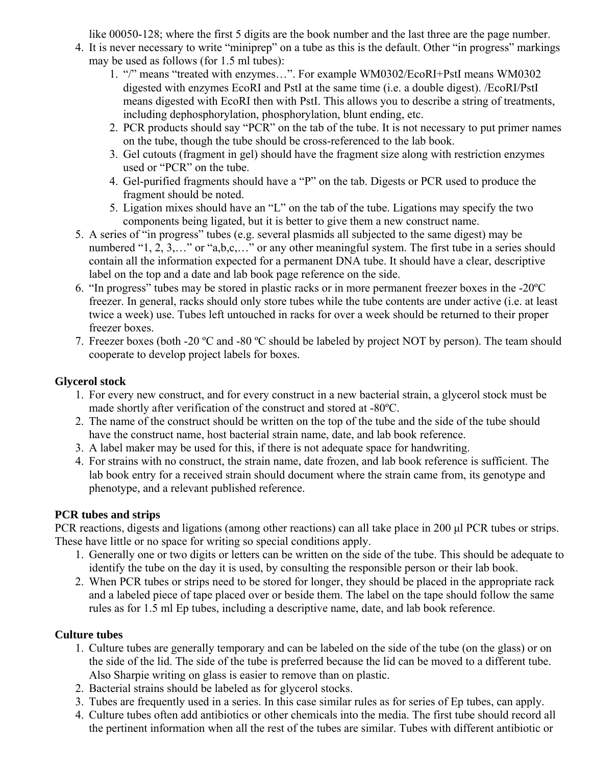like 00050-128; where the first 5 digits are the book number and the last three are the page number.

4. It is never necessary to write "miniprep" on a tube as this is the default. Other "in progress" markings may be used as follows (for 1.5 ml tubes):
    1. "/" means "treated with enzymes…". For example WM0302/EcoRI+PstI means WM0302 digested with enzymes EcoRI and PstI at the same time (i.e. a double digest). /EcoRI/PstI means digested with EcoRI then with PstI. This allows you to describe a string of treatments, including dephosphorylation, phosphorylation, blunt ending, etc.
    2. PCR products should say "PCR" on the tab of the tube. It is not necessary to put primer names on the tube, though the tube should be cross-referenced to the lab book.
    3. Gel cutouts (fragment in gel) should have the fragment size along with restriction enzymes used or "PCR" on the tube.
    4. Gel-purified fragments should have a "P" on the tab. Digests or PCR used to produce the fragment should be noted.
    5. Ligation mixes should have an "L" on the tab of the tube. Ligations may specify the two components being ligated, but it is better to give them a new construct name.
5. A series of "in progress" tubes (e.g. several plasmids all subjected to the same digest) may be numbered "1, 2, 3,…" or "a,b,c,…" or any other meaningful system. The first tube in a series should contain all the information expected for a permanent DNA tube. It should have a clear, descriptive label on the top and a date and lab book page reference on the side.
6. "In progress" tubes may be stored in plastic racks or in more permanent freezer boxes in the -20ºC freezer. In general, racks should only store tubes while the tube contents are under active (i.e. at least twice a week) use. Tubes left untouched in racks for over a week should be returned to their proper freezer boxes.
7. Freezer boxes (both -20 ºC and -80 ºC should be labeled by project NOT by person). The team should cooperate to develop project labels for boxes.

**Glycerol stock**

1. For every new construct, and for every construct in a new bacterial strain, a glycerol stock must be made shortly after verification of the construct and stored at -80ºC.
2. The name of the construct should be written on the top of the tube and the side of the tube should have the construct name, host bacterial strain name, date, and lab book reference.
3. A label maker may be used for this, if there is not adequate space for handwriting.
4. For strains with no construct, the strain name, date frozen, and lab book reference is sufficient. The lab book entry for a received strain should document where the strain came from, its genotype and phenotype, and a relevant published reference.

**PCR tubes and strips**

PCR reactions, digests and ligations (among other reactions) can all take place in 200 µl PCR tubes or strips. These have little or no space for writing so special conditions apply.

1. Generally one or two digits or letters can be written on the side of the tube. This should be adequate to identify the tube on the day it is used, by consulting the responsible person or their lab book.
2. When PCR tubes or strips need to be stored for longer, they should be placed in the appropriate rack and a labeled piece of tape placed over or beside them. The label on the tape should follow the same rules as for 1.5 ml Ep tubes, including a descriptive name, date, and lab book reference.

**Culture tubes**

1. Culture tubes are generally temporary and can be labeled on the side of the tube (on the glass) or on the side of the lid. The side of the tube is preferred because the lid can be moved to a different tube. Also Sharpie writing on glass is easier to remove than on plastic.
2. Bacterial strains should be labeled as for glycerol stocks.
3. Tubes are frequently used in a series. In this case similar rules as for series of Ep tubes, can apply.
4. Culture tubes often add antibiotics or other chemicals into the media. The first tube should record all the pertinent information when all the rest of the tubes are similar. Tubes with different antibiotic or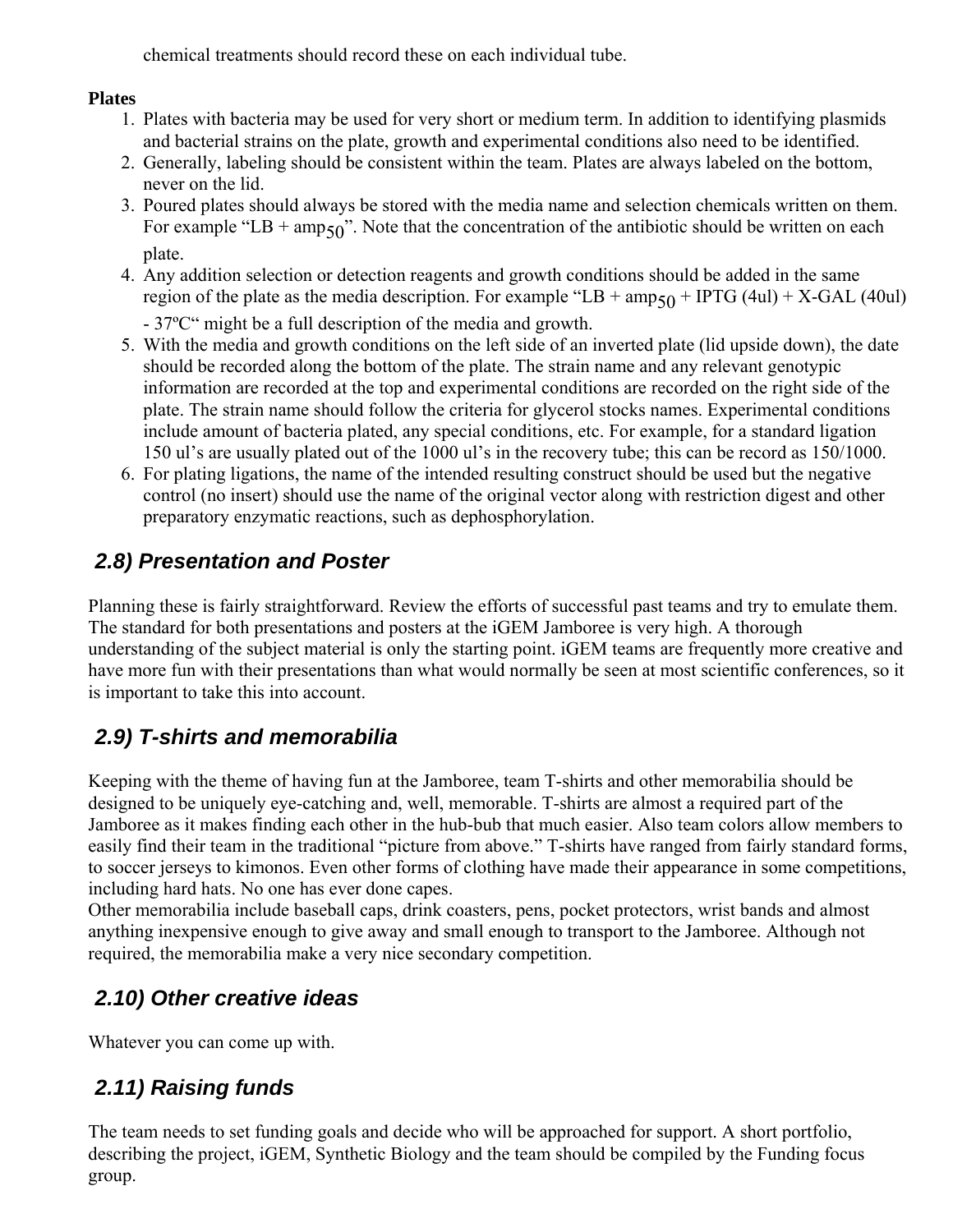chemical treatments should record these on each individual tube.

**Plates**

1. Plates with bacteria may be used for very short or medium term. In addition to identifying plasmids and bacterial strains on the plate, growth and experimental conditions also need to be identified.
2. Generally, labeling should be consistent within the team. Plates are always labeled on the bottom, never on the lid.
3. Poured plates should always be stored with the media name and selection chemicals written on them. For example "LB + $amp_{50}$". Note that the concentration of the antibiotic should be written on each plate.
4. Any addition selection or detection reagents and growth conditions should be added in the same region of the plate as the media description. For example "LB + $amp_{50}$ + IPTG (4ul) + X-GAL (40ul) - 37ºC" might be a full description of the media and growth.
5. With the media and growth conditions on the left side of an inverted plate (lid upside down), the date should be recorded along the bottom of the plate. The strain name and any relevant genotypic information are recorded at the top and experimental conditions are recorded on the right side of the plate. The strain name should follow the criteria for glycerol stocks names. Experimental conditions include amount of bacteria plated, any special conditions, etc. For example, for a standard ligation 150 ul's are usually plated out of the 1000 ul's in the recovery tube; this can be record as 150/1000.
6. For plating ligations, the name of the intended resulting construct should be used but the negative control (no insert) should use the name of the original vector along with restriction digest and other preparatory enzymatic reactions, such as dephosphorylation.

## 2.8) Presentation and Poster

Planning these is fairly straightforward. Review the efforts of successful past teams and try to emulate them. The standard for both presentations and posters at the iGEM Jamboree is very high. A thorough understanding of the subject material is only the starting point. iGEM teams are frequently more creative and have more fun with their presentations than what would normally be seen at most scientific conferences, so it is important to take this into account.

## 2.9) T-shirts and memorabilia

Keeping with the theme of having fun at the Jamboree, team T-shirts and other memorabilia should be designed to be uniquely eye-catching and, well, memorable. T-shirts are almost a required part of the Jamboree as it makes finding each other in the hub-bub that much easier. Also team colors allow members to easily find their team in the traditional "picture from above." T-shirts have ranged from fairly standard forms, to soccer jerseys to kimonos. Even other forms of clothing have made their appearance in some competitions, including hard hats. No one has ever done capes.

Other memorabilia include baseball caps, drink coasters, pens, pocket protectors, wrist bands and almost anything inexpensive enough to give away and small enough to transport to the Jamboree. Although not required, the memorabilia make a very nice secondary competition.

## 2.10) Other creative ideas

Whatever you can come up with.

## 2.11) Raising funds

The team needs to set funding goals and decide who will be approached for support. A short portfolio, describing the project, iGEM, Synthetic Biology and the team should be compiled by the Funding focus group.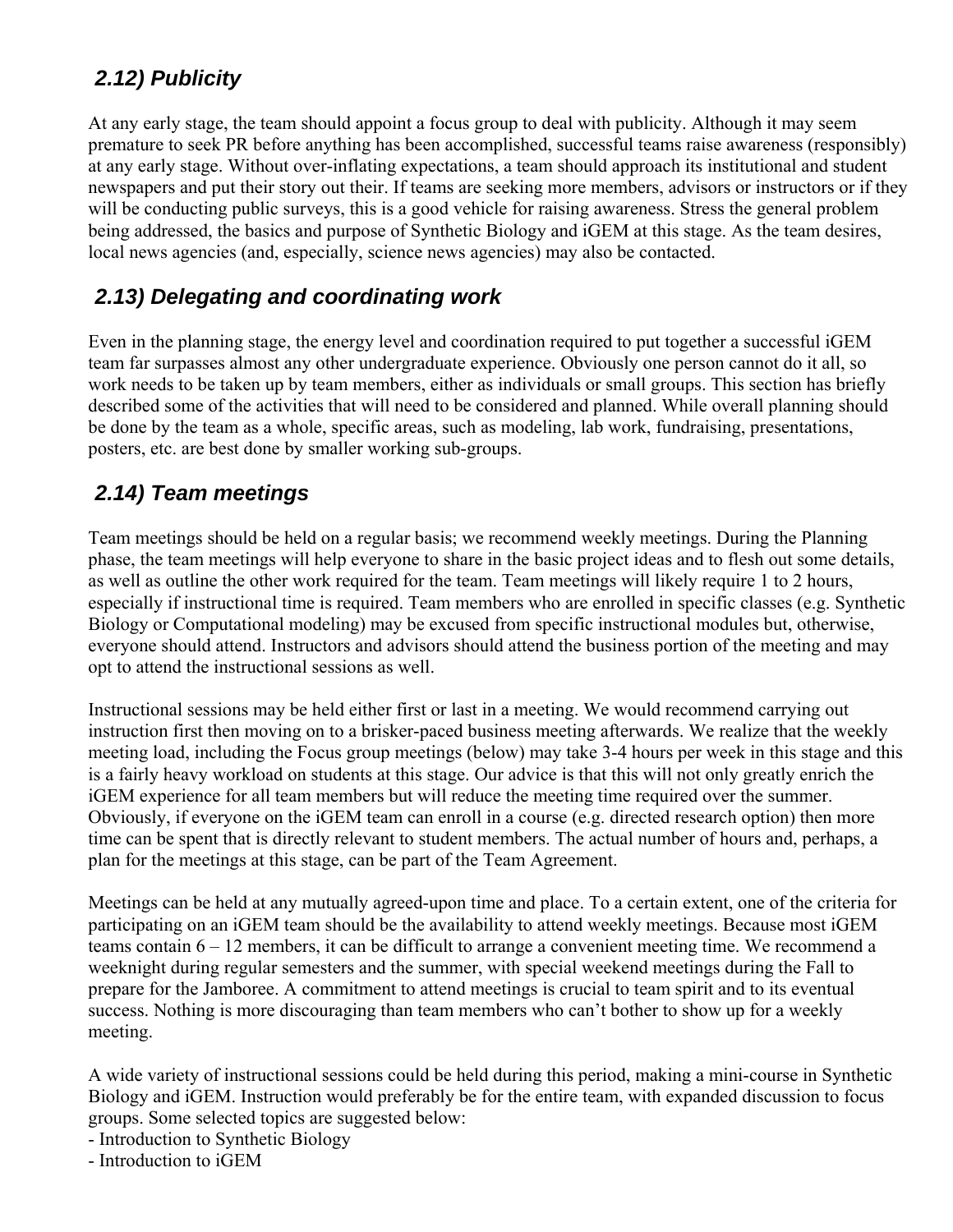## 2.12) Publicity

At any early stage, the team should appoint a focus group to deal with publicity. Although it may seem premature to seek PR before anything has been accomplished, successful teams raise awareness (responsibly) at any early stage. Without over-inflating expectations, a team should approach its institutional and student newspapers and put their story out their. If teams are seeking more members, advisors or instructors or if they will be conducting public surveys, this is a good vehicle for raising awareness. Stress the general problem being addressed, the basics and purpose of Synthetic Biology and iGEM at this stage. As the team desires, local news agencies (and, especially, science news agencies) may also be contacted.

## 2.13) Delegating and coordinating work

Even in the planning stage, the energy level and coordination required to put together a successful iGEM team far surpasses almost any other undergraduate experience. Obviously one person cannot do it all, so work needs to be taken up by team members, either as individuals or small groups. This section has briefly described some of the activities that will need to be considered and planned. While overall planning should be done by the team as a whole, specific areas, such as modeling, lab work, fundraising, presentations, posters, etc. are best done by smaller working sub-groups.

## 2.14) Team meetings

Team meetings should be held on a regular basis; we recommend weekly meetings. During the Planning phase, the team meetings will help everyone to share in the basic project ideas and to flesh out some details, as well as outline the other work required for the team. Team meetings will likely require 1 to 2 hours, especially if instructional time is required. Team members who are enrolled in specific classes (e.g. Synthetic Biology or Computational modeling) may be excused from specific instructional modules but, otherwise, everyone should attend. Instructors and advisors should attend the business portion of the meeting and may opt to attend the instructional sessions as well.

Instructional sessions may be held either first or last in a meeting. We would recommend carrying out instruction first then moving on to a brisker-paced business meeting afterwards. We realize that the weekly meeting load, including the Focus group meetings (below) may take 3-4 hours per week in this stage and this is a fairly heavy workload on students at this stage. Our advice is that this will not only greatly enrich the iGEM experience for all team members but will reduce the meeting time required over the summer. Obviously, if everyone on the iGEM team can enroll in a course (e.g. directed research option) then more time can be spent that is directly relevant to student members. The actual number of hours and, perhaps, a plan for the meetings at this stage, can be part of the Team Agreement.

Meetings can be held at any mutually agreed-upon time and place. To a certain extent, one of the criteria for participating on an iGEM team should be the availability to attend weekly meetings. Because most iGEM teams contain 6 – 12 members, it can be difficult to arrange a convenient meeting time. We recommend a weeknight during regular semesters and the summer, with special weekend meetings during the Fall to prepare for the Jamboree. A commitment to attend meetings is crucial to team spirit and to its eventual success. Nothing is more discouraging than team members who can't bother to show up for a weekly meeting.

A wide variety of instructional sessions could be held during this period, making a mini-course in Synthetic Biology and iGEM. Instruction would preferably be for the entire team, with expanded discussion to focus groups. Some selected topics are suggested below:

- Introduction to Synthetic Biology
- Introduction to iGEM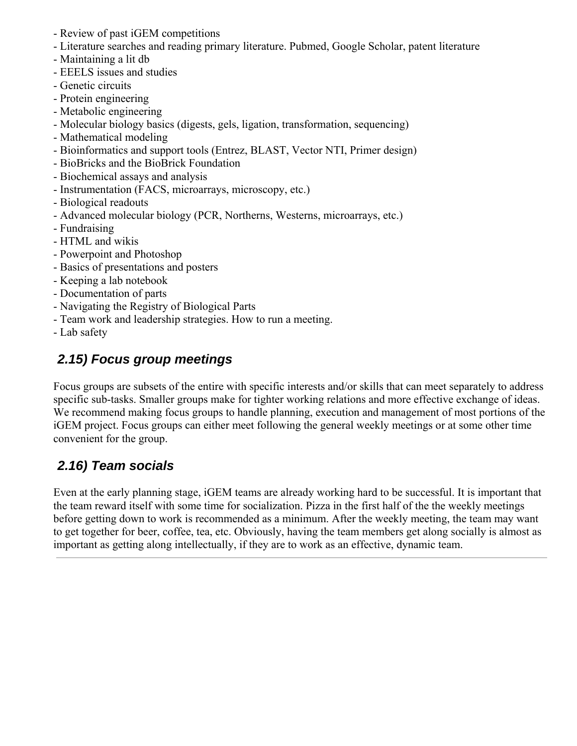- Review of past iGEM competitions
- Literature searches and reading primary literature. Pubmed, Google Scholar, patent literature
- Maintaining a lit db
- EEELS issues and studies
- Genetic circuits
- Protein engineering
- Metabolic engineering
- Molecular biology basics (digests, gels, ligation, transformation, sequencing)
- Mathematical modeling
- Bioinformatics and support tools (Entrez, BLAST, Vector NTI, Primer design)
- BioBricks and the BioBrick Foundation
- Biochemical assays and analysis
- Instrumentation (FACS, microarrays, microscopy, etc.)
- Biological readouts
- Advanced molecular biology (PCR, Northerns, Westerns, microarrays, etc.)
- Fundraising
- HTML and wikis
- Powerpoint and Photoshop
- Basics of presentations and posters
- Keeping a lab notebook
- Documentation of parts
- Navigating the Registry of Biological Parts
- Team work and leadership strategies. How to run a meeting.
- Lab safety

## *2.15) Focus group meetings*

Focus groups are subsets of the entire with specific interests and/or skills that can meet separately to address specific sub-tasks. Smaller groups make for tighter working relations and more effective exchange of ideas. We recommend making focus groups to handle planning, execution and management of most portions of the iGEM project. Focus groups can either meet following the general weekly meetings or at some other time convenient for the group.

## *2.16) Team socials*

Even at the early planning stage, iGEM teams are already working hard to be successful. It is important that the team reward itself with some time for socialization. Pizza in the first half of the the weekly meetings before getting down to work is recommended as a minimum. After the weekly meeting, the team may want to get together for beer, coffee, tea, etc. Obviously, having the team members get along socially is almost as important as getting along intellectually, if they are to work as an effective, dynamic team.

---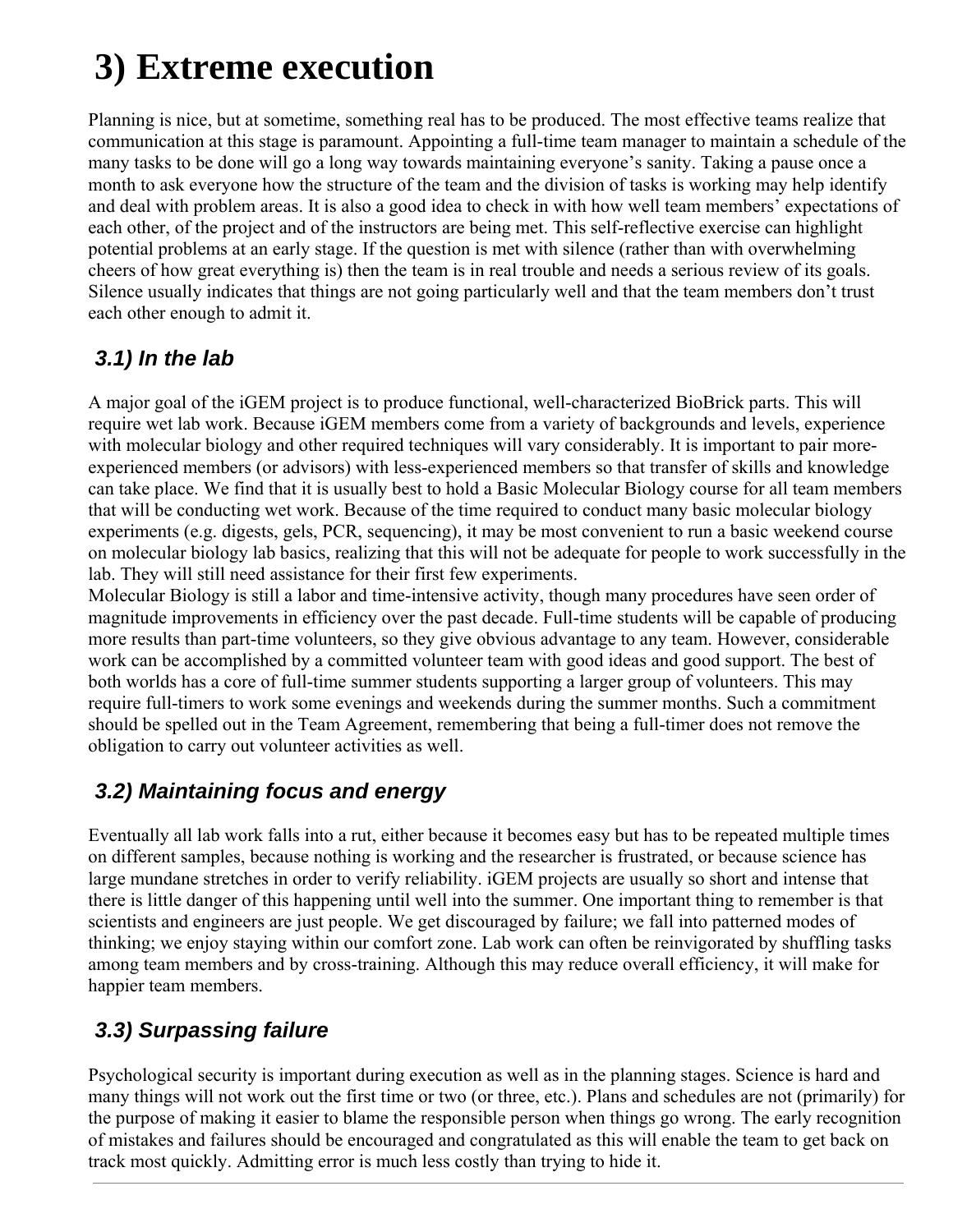# 3) Extreme execution

Planning is nice, but at sometime, something real has to be produced. The most effective teams realize that communication at this stage is paramount. Appointing a full-time team manager to maintain a schedule of the many tasks to be done will go a long way towards maintaining everyone's sanity. Taking a pause once a month to ask everyone how the structure of the team and the division of tasks is working may help identify and deal with problem areas. It is also a good idea to check in with how well team members' expectations of each other, of the project and of the instructors are being met. This self-reflective exercise can highlight potential problems at an early stage. If the question is met with silence (rather than with overwhelming cheers of how great everything is) then the team is in real trouble and needs a serious review of its goals. Silence usually indicates that things are not going particularly well and that the team members don't trust each other enough to admit it.

## *3.1) In the lab*

A major goal of the iGEM project is to produce functional, well-characterized BioBrick parts. This will require wet lab work. Because iGEM members come from a variety of backgrounds and levels, experience with molecular biology and other required techniques will vary considerably. It is important to pair more-experienced members (or advisors) with less-experienced members so that transfer of skills and knowledge can take place. We find that it is usually best to hold a Basic Molecular Biology course for all team members that will be conducting wet work. Because of the time required to conduct many basic molecular biology experiments (e.g. digests, gels, PCR, sequencing), it may be most convenient to run a basic weekend course on molecular biology lab basics, realizing that this will not be adequate for people to work successfully in the lab. They will still need assistance for their first few experiments.

Molecular Biology is still a labor and time-intensive activity, though many procedures have seen order of magnitude improvements in efficiency over the past decade. Full-time students will be capable of producing more results than part-time volunteers, so they give obvious advantage to any team. However, considerable work can be accomplished by a committed volunteer team with good ideas and good support. The best of both worlds has a core of full-time summer students supporting a larger group of volunteers. This may require full-timers to work some evenings and weekends during the summer months. Such a commitment should be spelled out in the Team Agreement, remembering that being a full-timer does not remove the obligation to carry out volunteer activities as well.

## *3.2) Maintaining focus and energy*

Eventually all lab work falls into a rut, either because it becomes easy but has to be repeated multiple times on different samples, because nothing is working and the researcher is frustrated, or because science has large mundane stretches in order to verify reliability. iGEM projects are usually so short and intense that there is little danger of this happening until well into the summer. One important thing to remember is that scientists and engineers are just people. We get discouraged by failure; we fall into patterned modes of thinking; we enjoy staying within our comfort zone. Lab work can often be reinvigorated by shuffling tasks among team members and by cross-training. Although this may reduce overall efficiency, it will make for happier team members.

## *3.3) Surpassing failure*

Psychological security is important during execution as well as in the planning stages. Science is hard and many things will not work out the first time or two (or three, etc.). Plans and schedules are not (primarily) for the purpose of making it easier to blame the responsible person when things go wrong. The early recognition of mistakes and failures should be encouraged and congratulated as this will enable the team to get back on track most quickly. Admitting error is much less costly than trying to hide it.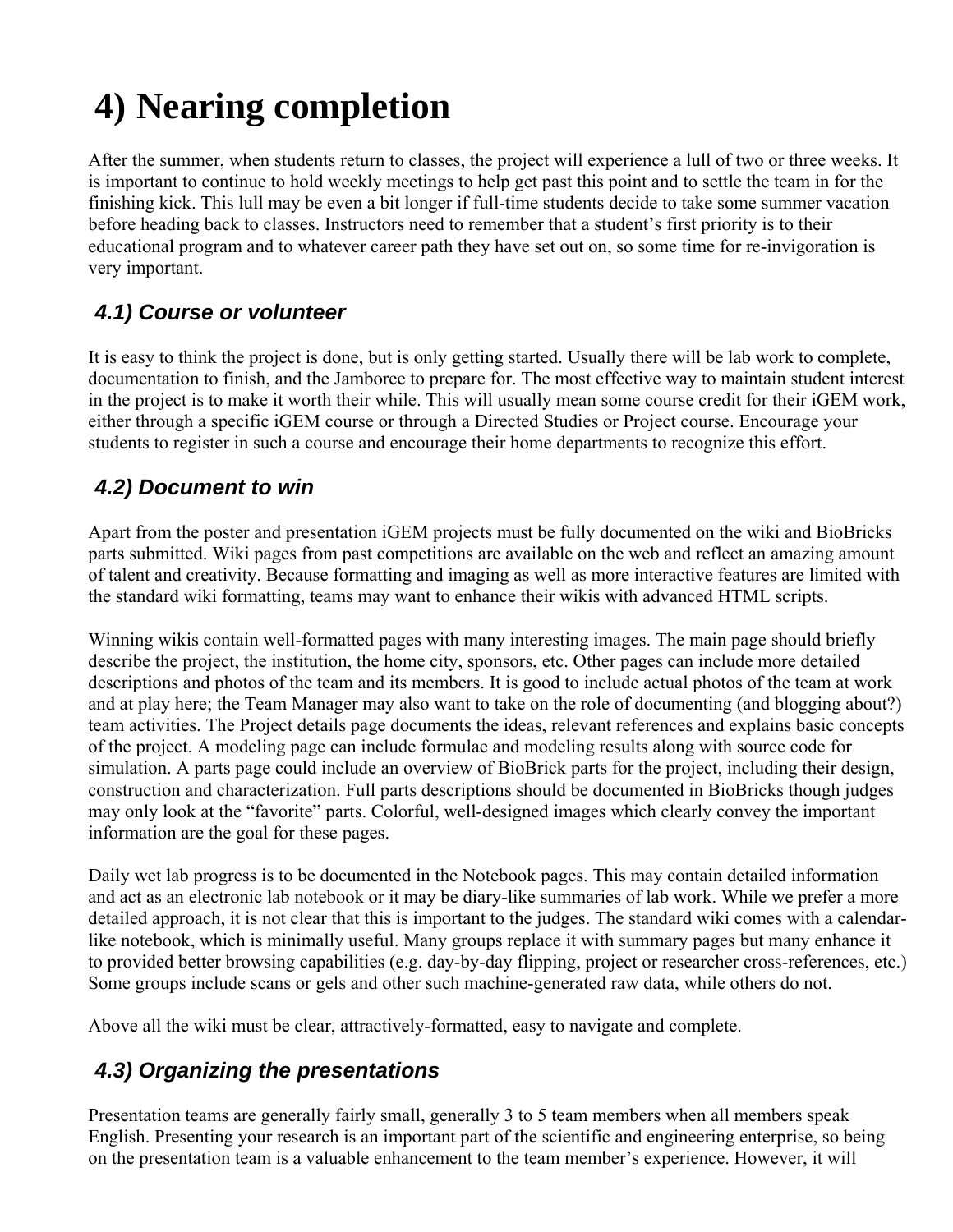# 4) Nearing completion

After the summer, when students return to classes, the project will experience a lull of two or three weeks. It is important to continue to hold weekly meetings to help get past this point and to settle the team in for the finishing kick. This lull may be even a bit longer if full-time students decide to take some summer vacation before heading back to classes. Instructors need to remember that a student's first priority is to their educational program and to whatever career path they have set out on, so some time for re-invigoration is very important.

## *4.1) Course or volunteer*

It is easy to think the project is done, but is only getting started. Usually there will be lab work to complete, documentation to finish, and the Jamboree to prepare for. The most effective way to maintain student interest in the project is to make it worth their while. This will usually mean some course credit for their iGEM work, either through a specific iGEM course or through a Directed Studies or Project course. Encourage your students to register in such a course and encourage their home departments to recognize this effort.

## *4.2) Document to win*

Apart from the poster and presentation iGEM projects must be fully documented on the wiki and BioBricks parts submitted. Wiki pages from past competitions are available on the web and reflect an amazing amount of talent and creativity. Because formatting and imaging as well as more interactive features are limited with the standard wiki formatting, teams may want to enhance their wikis with advanced HTML scripts.

Winning wikis contain well-formatted pages with many interesting images. The main page should briefly describe the project, the institution, the home city, sponsors, etc. Other pages can include more detailed descriptions and photos of the team and its members. It is good to include actual photos of the team at work and at play here; the Team Manager may also want to take on the role of documenting (and blogging about?) team activities. The Project details page documents the ideas, relevant references and explains basic concepts of the project. A modeling page can include formulae and modeling results along with source code for simulation. A parts page could include an overview of BioBrick parts for the project, including their design, construction and characterization. Full parts descriptions should be documented in BioBricks though judges may only look at the "favorite" parts. Colorful, well-designed images which clearly convey the important information are the goal for these pages.

Daily wet lab progress is to be documented in the Notebook pages. This may contain detailed information and act as an electronic lab notebook or it may be diary-like summaries of lab work. While we prefer a more detailed approach, it is not clear that this is important to the judges. The standard wiki comes with a calendar-like notebook, which is minimally useful. Many groups replace it with summary pages but many enhance it to provided better browsing capabilities (e.g. day-by-day flipping, project or researcher cross-references, etc.) Some groups include scans or gels and other such machine-generated raw data, while others do not.

Above all the wiki must be clear, attractively-formatted, easy to navigate and complete.

## *4.3) Organizing the presentations*

Presentation teams are generally fairly small, generally 3 to 5 team members when all members speak English. Presenting your research is an important part of the scientific and engineering enterprise, so being on the presentation team is a valuable enhancement to the team member's experience. However, it will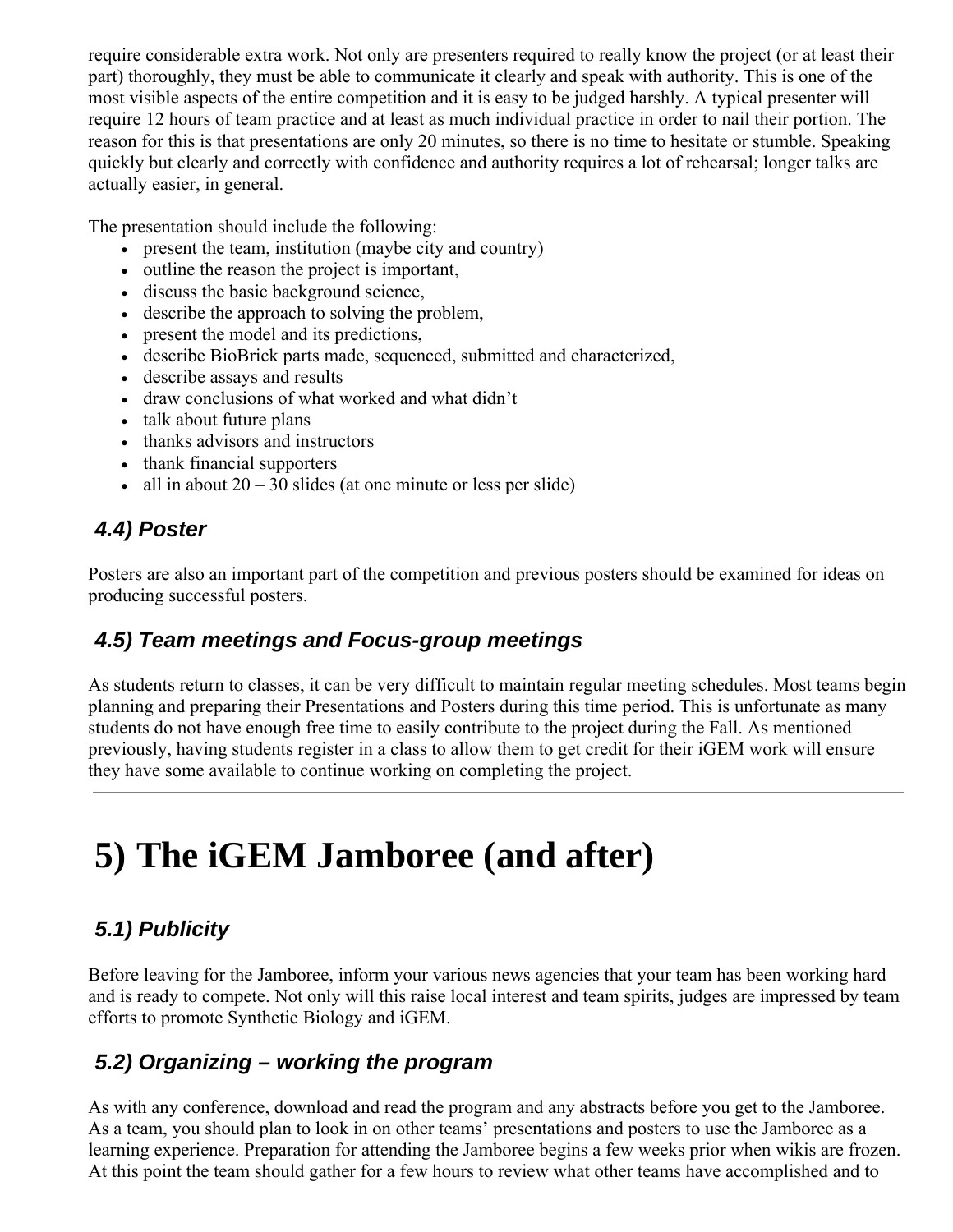require considerable extra work. Not only are presenters required to really know the project (or at least their part) thoroughly, they must be able to communicate it clearly and speak with authority. This is one of the most visible aspects of the entire competition and it is easy to be judged harshly. A typical presenter will require 12 hours of team practice and at least as much individual practice in order to nail their portion. The reason for this is that presentations are only 20 minutes, so there is no time to hesitate or stumble. Speaking quickly but clearly and correctly with confidence and authority requires a lot of rehearsal; longer talks are actually easier, in general.

The presentation should include the following:

- present the team, institution (maybe city and country)
- outline the reason the project is important,
- discuss the basic background science,
- describe the approach to solving the problem,
- present the model and its predictions,
- describe BioBrick parts made, sequenced, submitted and characterized,
- describe assays and results
- draw conclusions of what worked and what didn't
- talk about future plans
- thanks advisors and instructors
- thank financial supporters
- all in about 20 – 30 slides (at one minute or less per slide)

### *4.4) Poster*

Posters are also an important part of the competition and previous posters should be examined for ideas on producing successful posters.

### *4.5) Team meetings and Focus-group meetings*

As students return to classes, it can be very difficult to maintain regular meeting schedules. Most teams begin planning and preparing their Presentations and Posters during this time period. This is unfortunate as many students do not have enough free time to easily contribute to the project during the Fall. As mentioned previously, having students register in a class to allow them to get credit for their iGEM work will ensure they have some available to continue working on completing the project.

---

# 5) The iGEM Jamboree (and after)

### *5.1) Publicity*

Before leaving for the Jamboree, inform your various news agencies that your team has been working hard and is ready to compete. Not only will this raise local interest and team spirits, judges are impressed by team efforts to promote Synthetic Biology and iGEM.

### *5.2) Organizing – working the program*

As with any conference, download and read the program and any abstracts before you get to the Jamboree. As a team, you should plan to look in on other teams' presentations and posters to use the Jamboree as a learning experience. Preparation for attending the Jamboree begins a few weeks prior when wikis are frozen. At this point the team should gather for a few hours to review what other teams have accomplished and to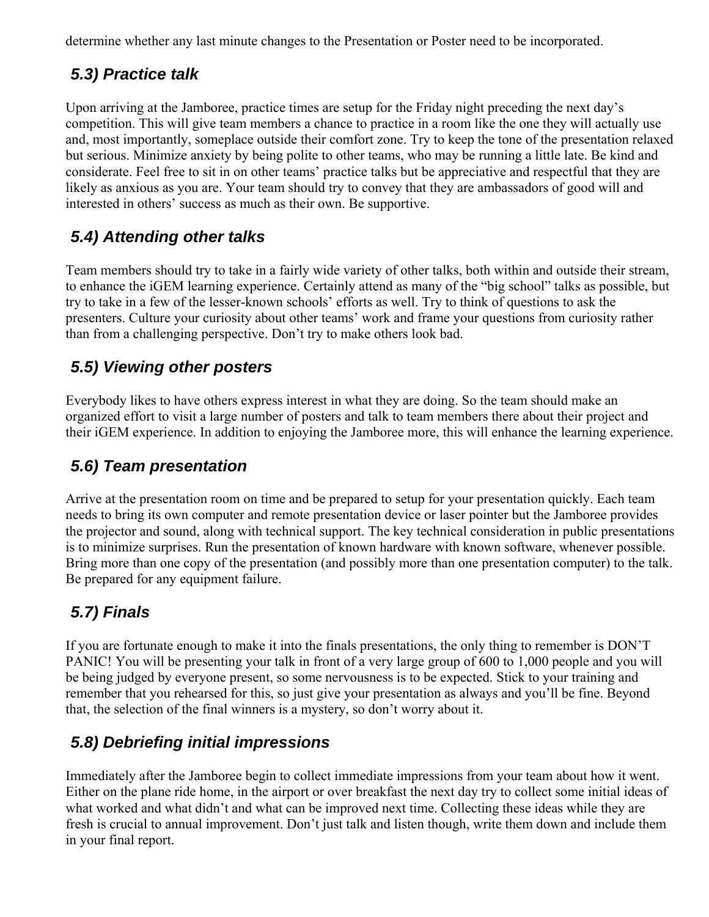determine whether any last minute changes to the Presentation or Poster need to be incorporated.

## *5.3) Practice talk*

Upon arriving at the Jamboree, practice times are setup for the Friday night preceding the next day's competition. This will give team members a chance to practice in a room like the one they will actually use and, most importantly, someplace outside their comfort zone. Try to keep the tone of the presentation relaxed but serious. Minimize anxiety by being polite to other teams, who may be running a little late. Be kind and considerate. Feel free to sit in on other teams' practice talks but be appreciative and respectful that they are likely as anxious as you are. Your team should try to convey that they are ambassadors of good will and interested in others' success as much as their own. Be supportive.

## *5.4) Attending other talks*

Team members should try to take in a fairly wide variety of other talks, both within and outside their stream, to enhance the iGEM learning experience. Certainly attend as many of the "big school" talks as possible, but try to take in a few of the lesser-known schools' efforts as well. Try to think of questions to ask the presenters. Culture your curiosity about other teams' work and frame your questions from curiosity rather than from a challenging perspective. Don't try to make others look bad.

## *5.5) Viewing other posters*

Everybody likes to have others express interest in what they are doing. So the team should make an organized effort to visit a large number of posters and talk to team members there about their project and their iGEM experience. In addition to enjoying the Jamboree more, this will enhance the learning experience.

## *5.6) Team presentation*

Arrive at the presentation room on time and be prepared to setup for your presentation quickly. Each team needs to bring its own computer and remote presentation device or laser pointer but the Jamboree provides the projector and sound, along with technical support. The key technical consideration in public presentations is to minimize surprises. Run the presentation of known hardware with known software, whenever possible. Bring more than one copy of the presentation (and possibly more than one presentation computer) to the talk. Be prepared for any equipment failure.

## *5.7) Finals*

If you are fortunate enough to make it into the finals presentations, the only thing to remember is DON'T PANIC! You will be presenting your talk in front of a very large group of 600 to 1,000 people and you will be being judged by everyone present, so some nervousness is to be expected. Stick to your training and remember that you rehearsed for this, so just give your presentation as always and you'll be fine. Beyond that, the selection of the final winners is a mystery, so don't worry about it.

## *5.8) Debriefing initial impressions*

Immediately after the Jamboree begin to collect immediate impressions from your team about how it went. Either on the plane ride home, in the airport or over breakfast the next day try to collect some initial ideas of what worked and what didn't and what can be improved next time. Collecting these ideas while they are fresh is crucial to annual improvement. Don't just talk and listen though, write them down and include them in your final report.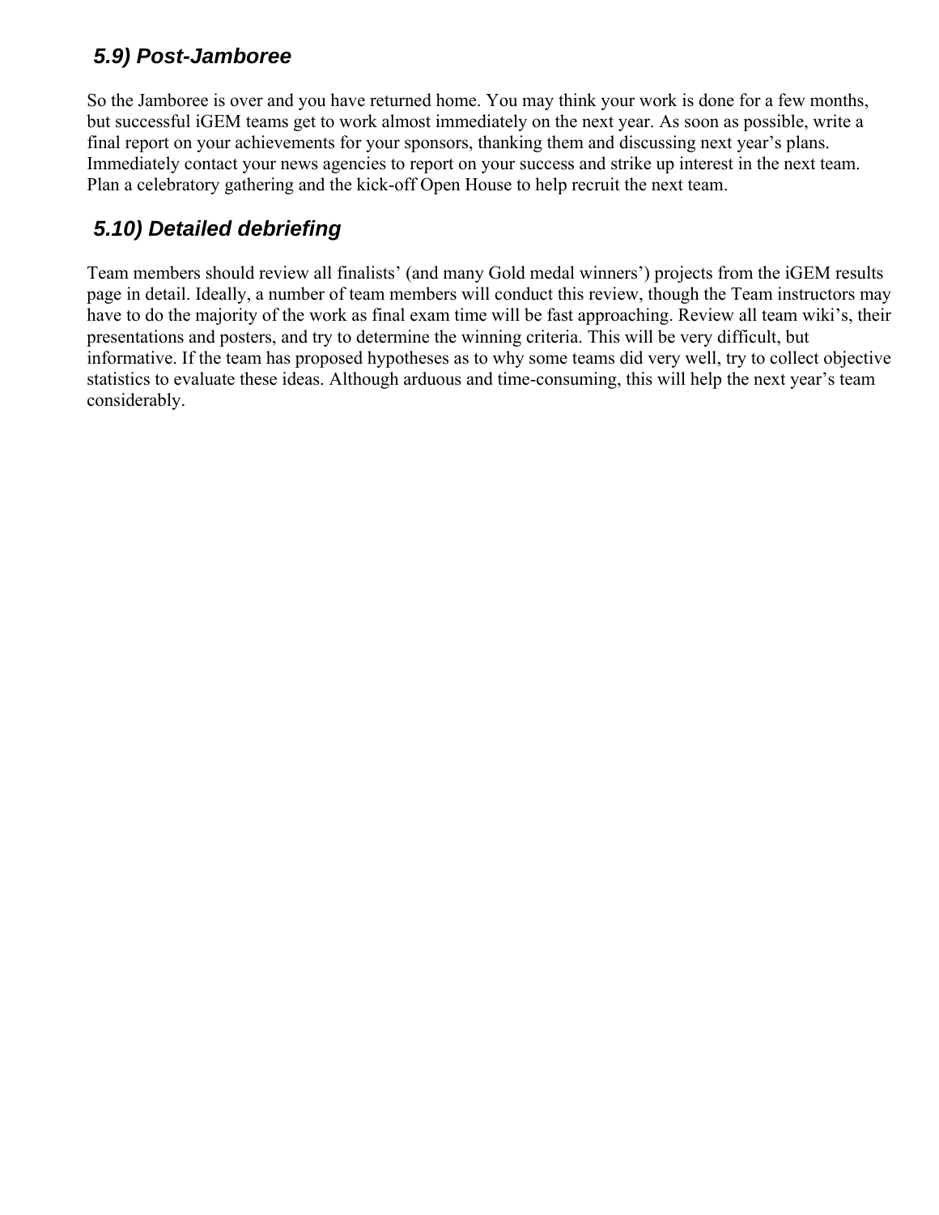### *5.9) Post-Jamboree*

So the Jamboree is over and you have returned home. You may think your work is done for a few months, but successful iGEM teams get to work almost immediately on the next year. As soon as possible, write a final report on your achievements for your sponsors, thanking them and discussing next year's plans. Immediately contact your news agencies to report on your success and strike up interest in the next team. Plan a celebratory gathering and the kick-off Open House to help recruit the next team.

### *5.10) Detailed debriefing*

Team members should review all finalists' (and many Gold medal winners') projects from the iGEM results page in detail. Ideally, a number of team members will conduct this review, though the Team instructors may have to do the majority of the work as final exam time will be fast approaching. Review all team wiki's, their presentations and posters, and try to determine the winning criteria. This will be very difficult, but informative. If the team has proposed hypotheses as to why some teams did very well, try to collect objective statistics to evaluate these ideas. Although arduous and time-consuming, this will help the next year's team considerably.